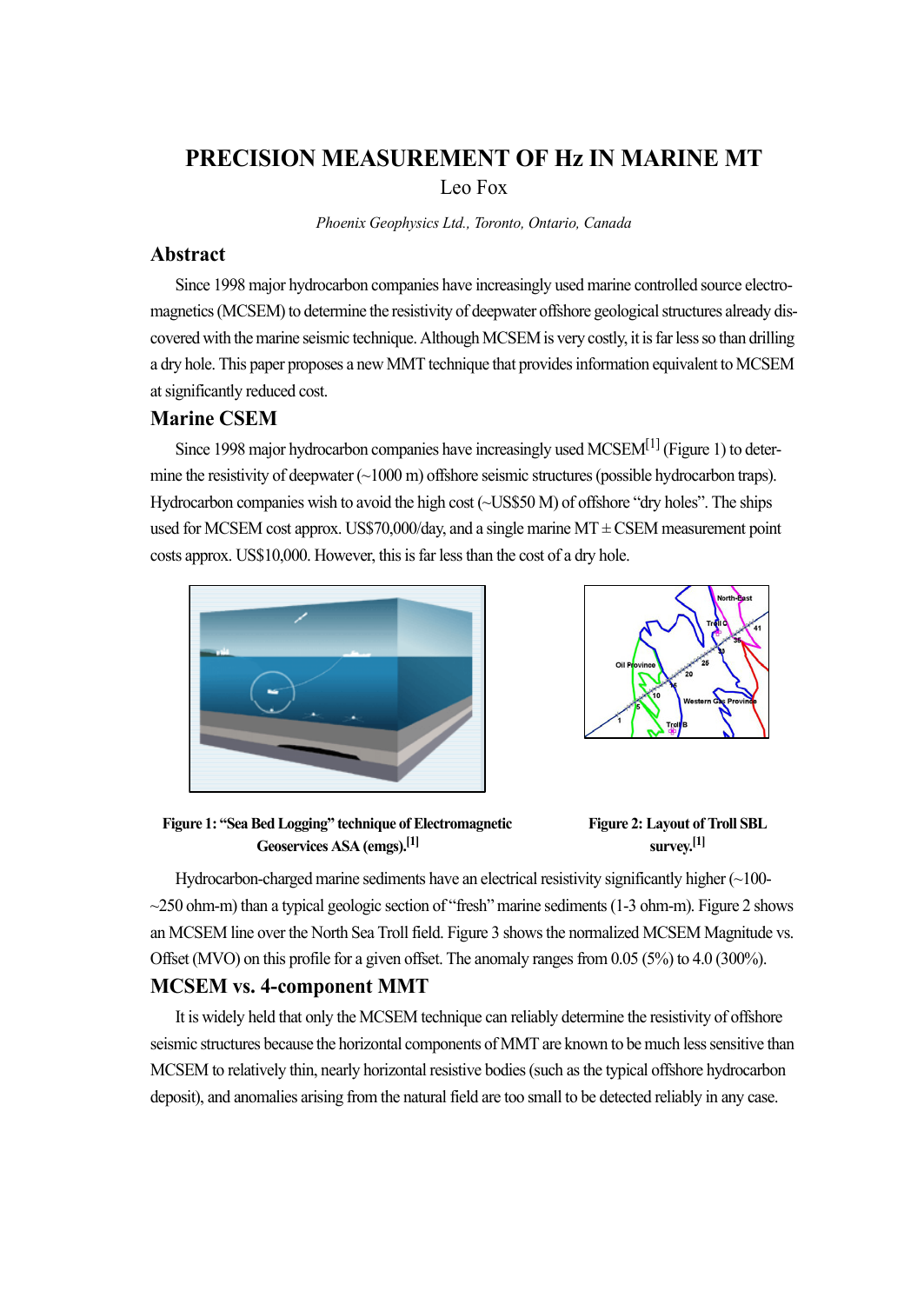# PRECISION MEASUREMENT OF Hz IN MARINE MT

Leo Fox

*Phoenix Geophysics Ltd., Toronto, Ontario, Canada*

## Abstract

Since 1998 major hydrocarbon companies have increasingly used marine controlled source electromagnetics (MCSEM) to determine the resistivity of deepwater offshore geological structures already discovered with the marine seismic technique. Although MCSEM is very costly, it is far less so than drilling a dry hole. This paper proposes a new MMT technique that provides information equivalent to MCSEM at significantly reduced cost.

## Marine CSEM

Since 1998 major hydrocarbon companies have increasingly used MCSEM[1] (Figure 1) to determine the resistivity of deepwater (~1000 m) offshore seismic structures (possible hydrocarbon traps). Hydrocarbon companies wish to avoid the high cost (~US$50 M) of offshore "dry holes". The ships used for MCSEM cost approx. US$70,000/day, and a single marine MT ± CSEM measurement point costs approx. US$10,000. However, this is far less than the cost of a dry hole.

**Figure 1: "Sea Bed Logging" technique of Electromagnetic Geoservices ASA (emgs).[1]**

**Figure 2: Layout of Troll SBL survey.[1]**

Hydrocarbon-charged marine sediments have an electrical resistivity significantly higher (~100-~250 ohm-m) than a typical geologic section of "fresh" marine sediments (1-3 ohm-m). Figure 2 shows an MCSEM line over the North Sea Troll field. Figure 3 shows the normalized MCSEM Magnitude vs. Offset (MVO) on this profile for a given offset. The anomaly ranges from 0.05 (5%) to 4.0 (300%).

## MCSEM vs. 4-component MMT

It is widely held that only the MCSEM technique can reliably determine the resistivity of offshore seismic structures because the horizontal components of MMT are known to be much less sensitive than MCSEM to relatively thin, nearly horizontal resistive bodies (such as the typical offshore hydrocarbon deposit), and anomalies arising from the natural field are too small to be detected reliably in any case.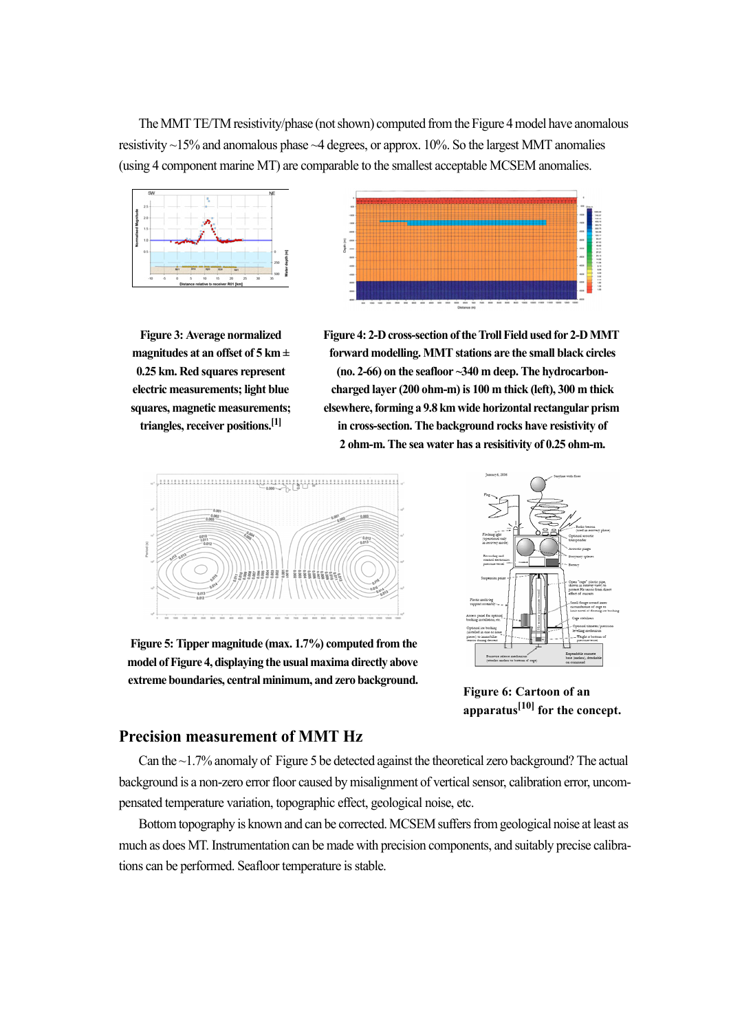The MMT TE/TM resistivity/phase (not shown) computed from the Figure 4 model have anomalous resistivity ~15% and anomalous phase ~4 degrees, or approx. 10%. So the largest MMT anomalies (using 4 component marine MT) are comparable to the smallest acceptable MCSEM anomalies.

**Figure 3: Average normalized magnitudes at an offset of 5 km ± 0.25 km. Red squares represent electric measurements; light blue squares, magnetic measurements; triangles, receiver positions.[1]**

**Figure 4: 2-D cross-section of the Troll Field used for 2-D MMT forward modelling. MMT stations are the small black circles (no. 2-66) on the seafloor ~340 m deep. The hydrocarbon-charged layer (200 ohm-m) is 100 m thick (left), 300 m thick elsewhere, forming a 9.8 km wide horizontal rectangular prism in cross-section. The background rocks have resistivity of 2 ohm-m. The sea water has a resisitivity of 0.25 ohm-m.**

**Figure 5: Tipper magnitude (max. 1.7%) computed from the model of Figure 4, displaying the usual maxima directly above extreme boundaries, central minimum, and zero background.**

**Figure 6: Cartoon of an apparatus[10] for the concept.**

## Precision measurement of MMT Hz

Can the ~1.7% anomaly of Figure 5 be detected against the theoretical zero background? The actual background is a non-zero error floor caused by misalignment of vertical sensor, calibration error, uncompensated temperature variation, topographic effect, geological noise, etc.

Bottom topography is known and can be corrected. MCSEM suffers from geological noise at least as much as does MT. Instrumentation can be made with precision components, and suitably precise calibrations can be performed. Seafloor temperature is stable.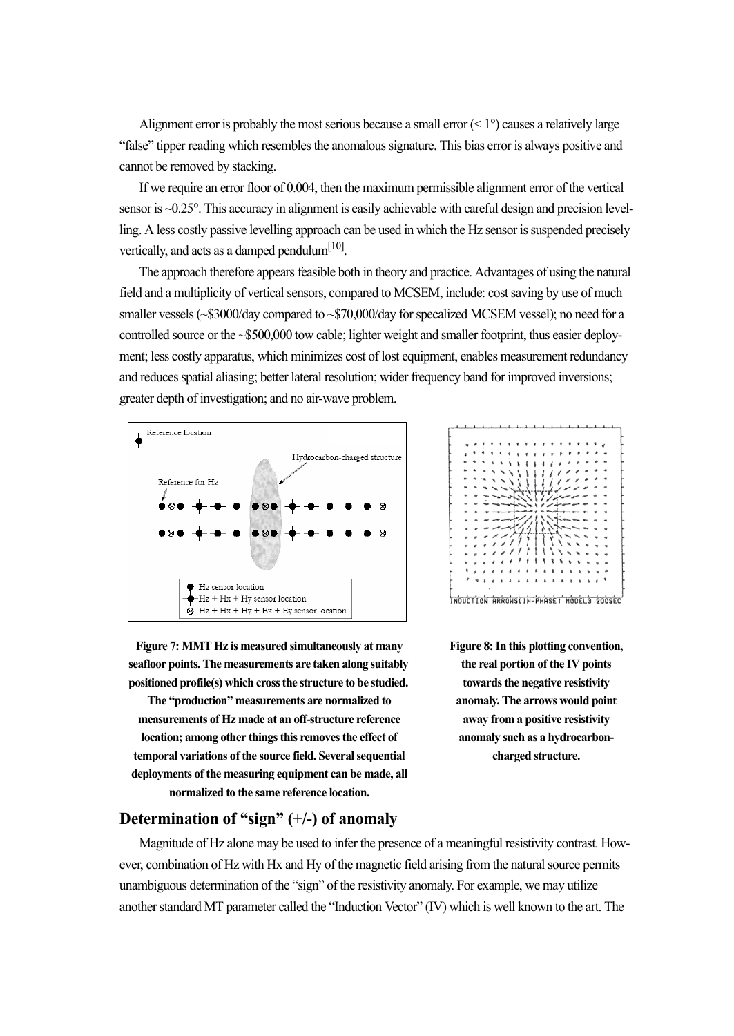Alignment error is probably the most serious because a small error (< 1°) causes a relatively large "false" tipper reading which resembles the anomalous signature. This bias error is always positive and cannot be removed by stacking.

If we require an error floor of 0.004, then the maximum permissible alignment error of the vertical sensor is ~0.25°. This accuracy in alignment is easily achievable with careful design and precision levelling. A less costly passive levelling approach can be used in which the Hz sensor is suspended precisely vertically, and acts as a damped pendulum[10].

The approach therefore appears feasible both in theory and practice. Advantages of using the natural field and a multiplicity of vertical sensors, compared to MCSEM, include: cost saving by use of much smaller vessels (~\$3000/day compared to ~\$70,000/day for specalized MCSEM vessel); no need for a controlled source or the ~\$500,000 tow cable; lighter weight and smaller footprint, thus easier deployment; less costly apparatus, which minimizes cost of lost equipment, enables measurement redundancy and reduces spatial aliasing; better lateral resolution; wider frequency band for improved inversions; greater depth of investigation; and no air-wave problem.

Reference location

Hydrocarbon-charged structure

Reference for Hz

Hz sensor location

Hz + Hx + Hy sensor location

Hz + Hx + Hy + Ex + Ey sensor location

**Figure 7: MMT Hz is measured simultaneously at many seafloor points. The measurements are taken along suitably positioned profile(s) which cross the structure to be studied. The "production" measurements are normalized to measurements of Hz made at an off-structure reference location; among other things this removes the effect of temporal variations of the source field. Several sequential deployments of the measuring equipment can be made, all normalized to the same reference location.**

INDUCTION ARROWS(IN-PHASE) MODEL3 200SEC

**Figure 8: In this plotting convention, the real portion of the IV points towards the negative resistivity anomaly. The arrows would point away from a positive resistivity anomaly such as a hydrocarbon-charged structure.**

## Determination of "sign" (+/-) of anomaly

Magnitude of Hz alone may be used to infer the presence of a meaningful resistivity contrast. However, combination of Hz with Hx and Hy of the magnetic field arising from the natural source permits unambiguous determination of the "sign" of the resistivity anomaly. For example, we may utilize another standard MT parameter called the "Induction Vector" (IV) which is well known to the art. The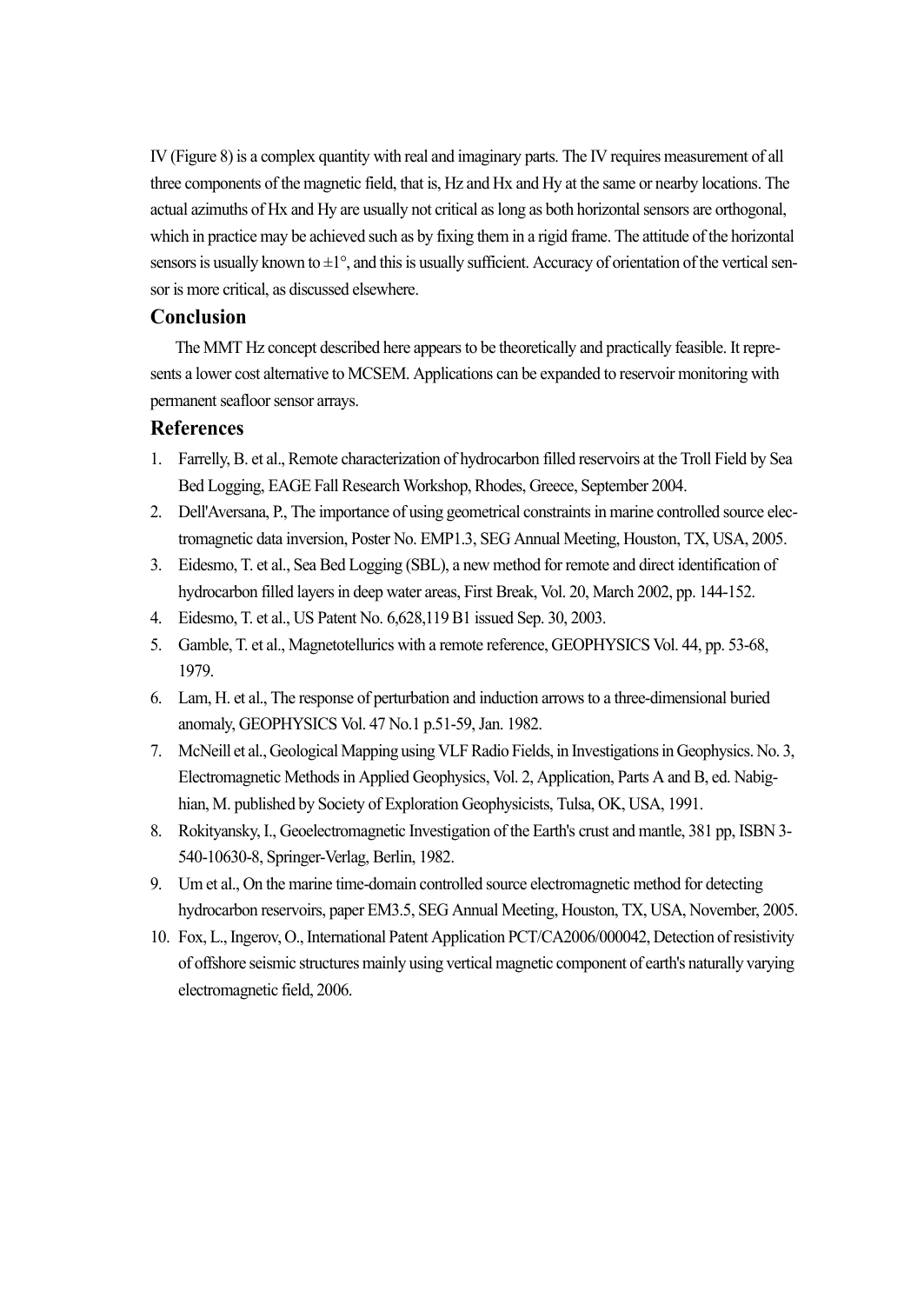IV (Figure 8) is a complex quantity with real and imaginary parts. The IV requires measurement of all three components of the magnetic field, that is, Hz and Hx and Hy at the same or nearby locations. The actual azimuths of Hx and Hy are usually not critical as long as both horizontal sensors are orthogonal, which in practice may be achieved such as by fixing them in a rigid frame. The attitude of the horizontal sensors is usually known to ±1°, and this is usually sufficient. Accuracy of orientation of the vertical sensor is more critical, as discussed elsewhere.

## Conclusion

The MMT Hz concept described here appears to be theoretically and practically feasible. It represents a lower cost alternative to MCSEM. Applications can be expanded to reservoir monitoring with permanent seafloor sensor arrays.

## References

1. Farrelly, B. et al., Remote characterization of hydrocarbon filled reservoirs at the Troll Field by Sea Bed Logging, EAGE Fall Research Workshop, Rhodes, Greece, September 2004.
2. Dell'Aversana, P., The importance of using geometrical constraints in marine controlled source electromagnetic data inversion, Poster No. EMP1.3, SEG Annual Meeting, Houston, TX, USA, 2005.
3. Eidesmo, T. et al., Sea Bed Logging (SBL), a new method for remote and direct identification of hydrocarbon filled layers in deep water areas, First Break, Vol. 20, March 2002, pp. 144-152.
4. Eidesmo, T. et al., US Patent No. 6,628,119 B1 issued Sep. 30, 2003.
5. Gamble, T. et al., Magnetotellurics with a remote reference, GEOPHYSICS Vol. 44, pp. 53-68, 1979.
6. Lam, H. et al., The response of perturbation and induction arrows to a three-dimensional buried anomaly, GEOPHYSICS Vol. 47 No.1 p.51-59, Jan. 1982.
7. McNeill et al., Geological Mapping using VLF Radio Fields, in Investigations in Geophysics. No. 3, Electromagnetic Methods in Applied Geophysics, Vol. 2, Application, Parts A and B, ed. Nabighian, M. published by Society of Exploration Geophysicists, Tulsa, OK, USA, 1991.
8. Rokityansky, I., Geoelectromagnetic Investigation of the Earth's crust and mantle, 381 pp, ISBN 3-540-10630-8, Springer-Verlag, Berlin, 1982.
9. Um et al., On the marine time-domain controlled source electromagnetic method for detecting hydrocarbon reservoirs, paper EM3.5, SEG Annual Meeting, Houston, TX, USA, November, 2005.
10. Fox, L., Ingerov, O., International Patent Application PCT/CA2006/000042, Detection of resistivity of offshore seismic structures mainly using vertical magnetic component of earth's naturally varying electromagnetic field, 2006.